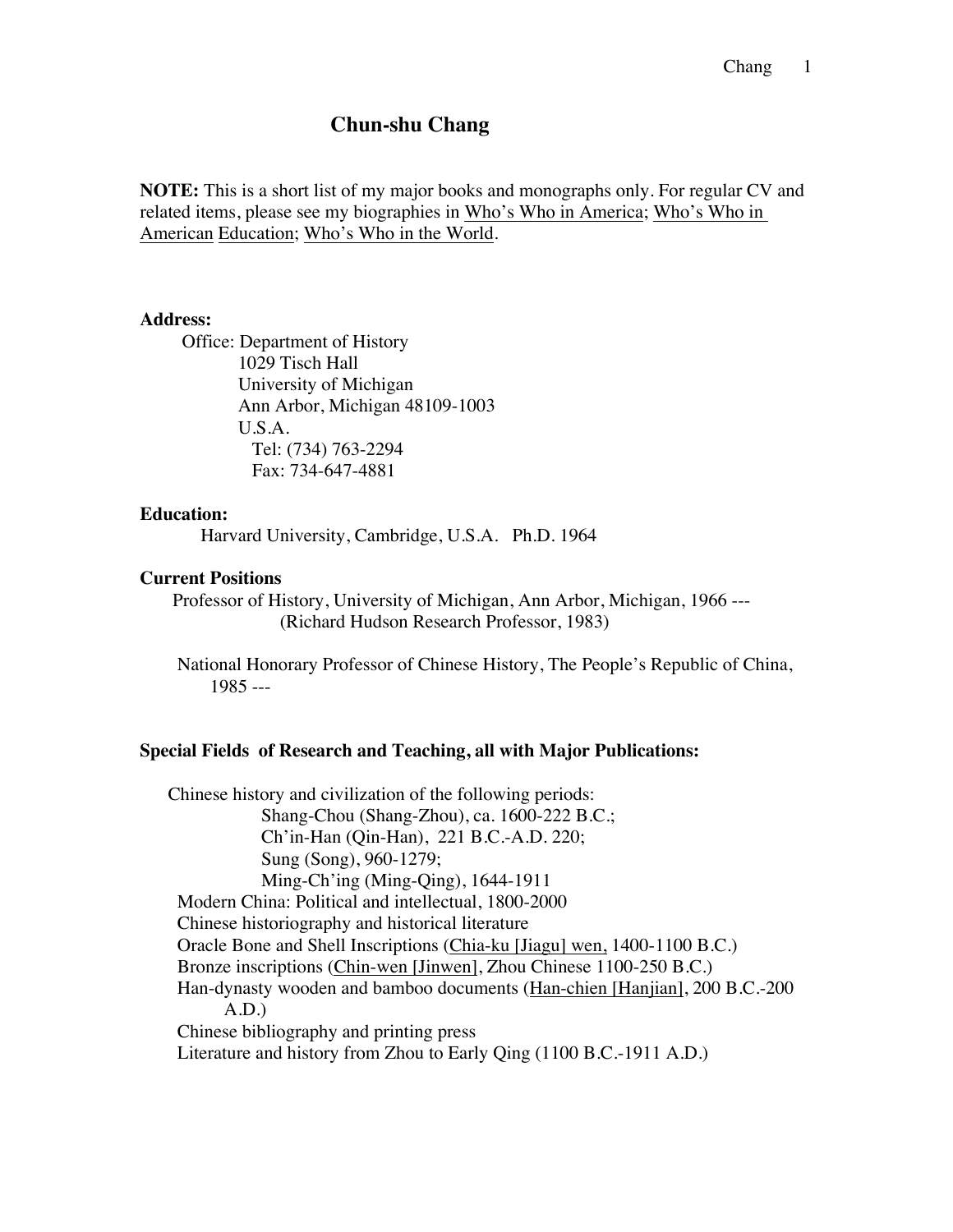# Chun-shu Chang

**NOTE:** This is a short list of my major books and monographs only. For regular CV and related items, please see my biographies in Who's Who in America; Who's Who in American Education; Who's Who in the World.

**Address:**

Office: Department of History
1029 Tisch Hall
University of Michigan
Ann Arbor, Michigan 48109-1003
U.S.A.
Tel: (734) 763-2294
Fax: 734-647-4881

**Education:**

Harvard University, Cambridge, U.S.A. Ph.D. 1964

**Current Positions**

Professor of History, University of Michigan, Ann Arbor, Michigan, 1966 ---
(Richard Hudson Research Professor, 1983)

National Honorary Professor of Chinese History, The People's Republic of China, 1985 ---

**Special Fields of Research and Teaching, all with Major Publications:**

Chinese history and civilization of the following periods:
- Shang-Chou (Shang-Zhou), ca. 1600-222 B.C.;
- Ch'in-Han (Qin-Han), 221 B.C.-A.D. 220;
- Sung (Song), 960-1279;
- Ming-Ch'ing (Ming-Qing), 1644-1911

Modern China: Political and intellectual, 1800-2000
Chinese historiography and historical literature
Oracle Bone and Shell Inscriptions (Chia-ku [Jiagu] wen, 1400-1100 B.C.)
Bronze inscriptions (Chin-wen [Jinwen], Zhou Chinese 1100-250 B.C.)
Han-dynasty wooden and bamboo documents (Han-chien [Hanjian], 200 B.C.-200 A.D.)
Chinese bibliography and printing press
Literature and history from Zhou to Early Qing (1100 B.C.-1911 A.D.)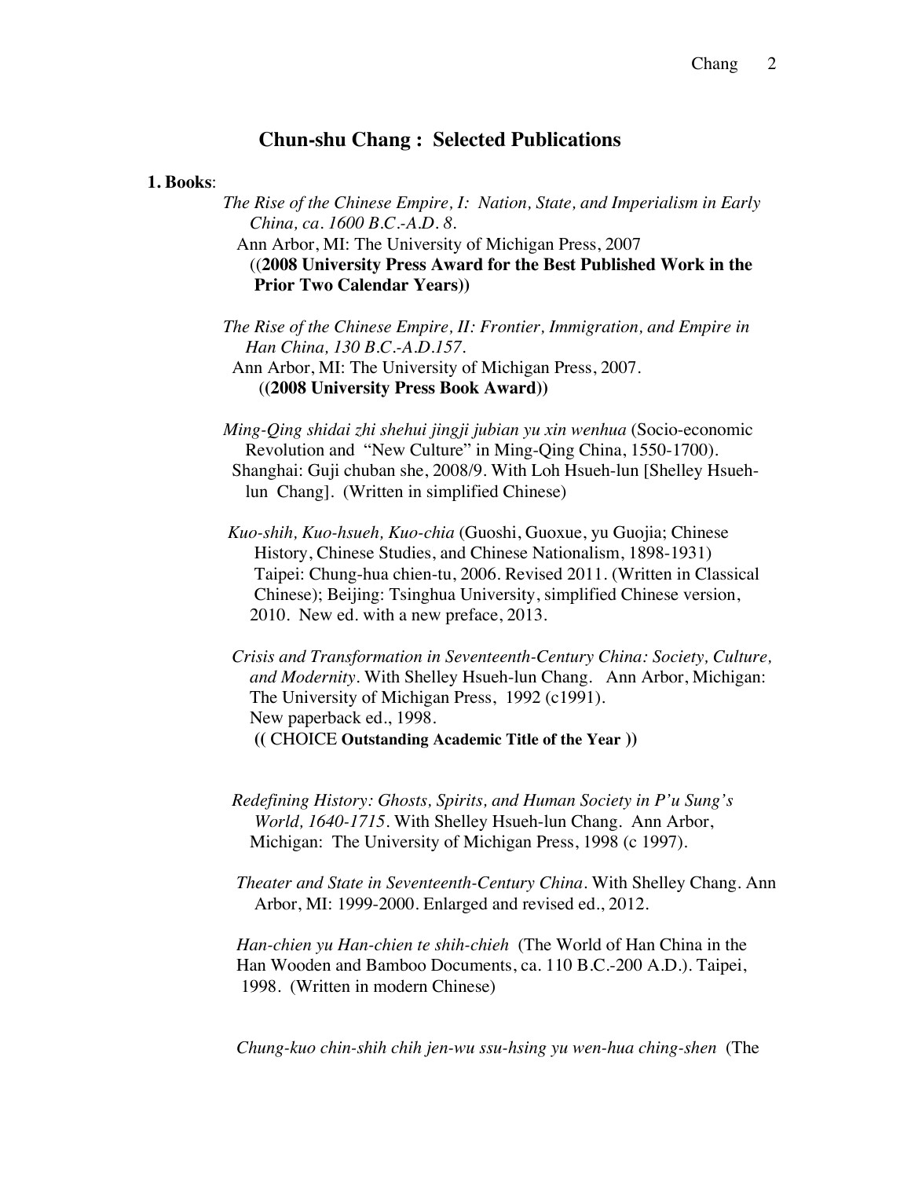## Chun-shu Chang : Selected Publications

**1. Books**:

*The Rise of the Chinese Empire, I: Nation, State, and Imperialism in Early China, ca. 1600 B.C.-A.D. 8.*
Ann Arbor, MI: The University of Michigan Press, 2007
((**2008 University Press Award for the Best Published Work in the Prior Two Calendar Years))**

*The Rise of the Chinese Empire, II: Frontier, Immigration, and Empire in Han China, 130 B.C.-A.D.157.*
Ann Arbor, MI: The University of Michigan Press, 2007.
(**(2008 University Press Book Award))**

*Ming-Qing shidai zhi shehui jingji jubian yu xin wenhua* (Socio-economic Revolution and "New Culture" in Ming-Qing China, 1550-1700). Shanghai: Guji chuban she, 2008/9. With Loh Hsueh-lun [Shelley Hsueh-lun Chang]. (Written in simplified Chinese)

*Kuo-shih, Kuo-hsueh, Kuo-chia* (Guoshi, Guoxue, yu Guojia; Chinese History, Chinese Studies, and Chinese Nationalism, 1898-1931) Taipei: Chung-hua chien-tu, 2006. Revised 2011. (Written in Classical Chinese); Beijing: Tsinghua University, simplified Chinese version, 2010. New ed. with a new preface, 2013.

*Crisis and Transformation in Seventeenth-Century China: Society, Culture, and Modernity*. With Shelley Hsueh-lun Chang. Ann Arbor, Michigan: The University of Michigan Press, 1992 (c1991).
New paperback ed., 1998.
**((** CHOICE **Outstanding Academic Title of the Year ))**

*Redefining History: Ghosts, Spirits, and Human Society in P'u Sung's World, 1640-1715*. With Shelley Hsueh-lun Chang. Ann Arbor, Michigan: The University of Michigan Press, 1998 (c 1997).

*Theater and State in Seventeenth-Century China*. With Shelley Chang. Ann Arbor, MI: 1999-2000. Enlarged and revised ed., 2012.

*Han-chien yu Han-chien te shih-chieh* (The World of Han China in the Han Wooden and Bamboo Documents, ca. 110 B.C.-200 A.D.). Taipei, 1998. (Written in modern Chinese)

*Chung-kuo chin-shih chih jen-wu ssu-hsing yu wen-hua ching-shen* (The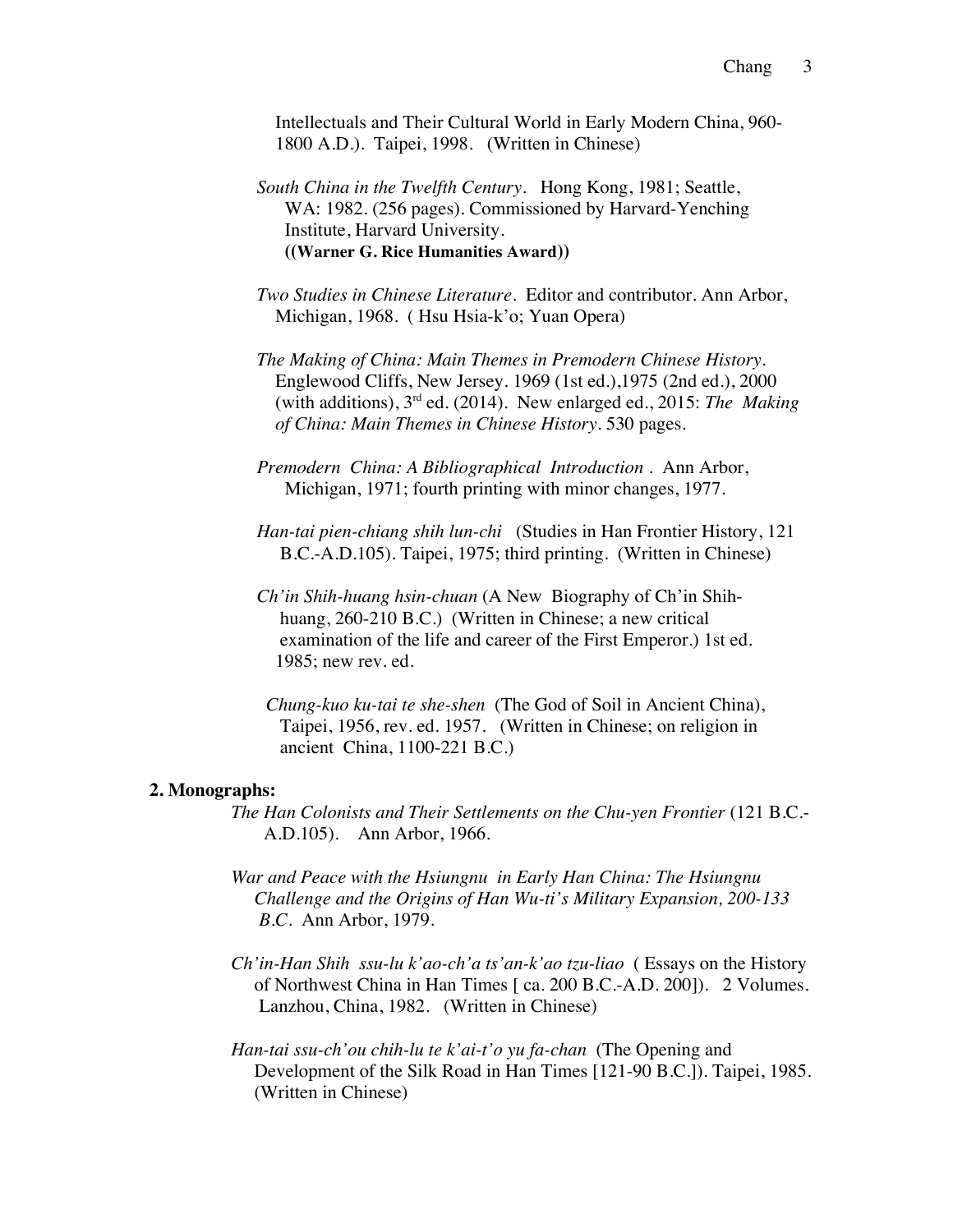Intellectuals and Their Cultural World in Early Modern China, 960-1800 A.D.). Taipei, 1998. (Written in Chinese)

*South China in the Twelfth Century*. Hong Kong, 1981; Seattle, WA: 1982. (256 pages). Commissioned by Harvard-Yenching Institute, Harvard University.
**((Warner G. Rice Humanities Award))**

*Two Studies in Chinese Literature*. Editor and contributor. Ann Arbor, Michigan, 1968. ( Hsu Hsia-k'o; Yuan Opera)

*The Making of China: Main Themes in Premodern Chinese History*. Englewood Cliffs, New Jersey. 1969 (1st ed.),1975 (2nd ed.), 2000 (with additions), 3rd ed. (2014). New enlarged ed., 2015: *The Making of China: Main Themes in Chinese History*. 530 pages.

*Premodern China: A Bibliographical Introduction* . Ann Arbor, Michigan, 1971; fourth printing with minor changes, 1977.

*Han-tai pien-chiang shih lun-chi* (Studies in Han Frontier History, 121 B.C.-A.D.105). Taipei, 1975; third printing. (Written in Chinese)

*Ch'in Shih-huang hsin-chuan* (A New Biography of Ch'in Shih-huang, 260-210 B.C.) (Written in Chinese; a new critical examination of the life and career of the First Emperor.) 1st ed. 1985; new rev. ed.

*Chung-kuo ku-tai te she-shen* (The God of Soil in Ancient China), Taipei, 1956, rev. ed. 1957. (Written in Chinese; on religion in ancient China, 1100-221 B.C.)

**2. Monographs:**

*The Han Colonists and Their Settlements on the Chu-yen Frontier* (121 B.C.-A.D.105). Ann Arbor, 1966.

*War and Peace with the Hsiungnu in Early Han China: The Hsiungnu Challenge and the Origins of Han Wu-ti's Military Expansion, 200-133 B.C.* Ann Arbor, 1979.

*Ch'in-Han Shih ssu-lu k'ao-ch'a ts'an-k'ao tzu-liao* ( Essays on the History of Northwest China in Han Times [ ca. 200 B.C.-A.D. 200]). 2 Volumes. Lanzhou, China, 1982. (Written in Chinese)

*Han-tai ssu-ch'ou chih-lu te k'ai-t'o yu fa-chan* (The Opening and Development of the Silk Road in Han Times [121-90 B.C.]). Taipei, 1985. (Written in Chinese)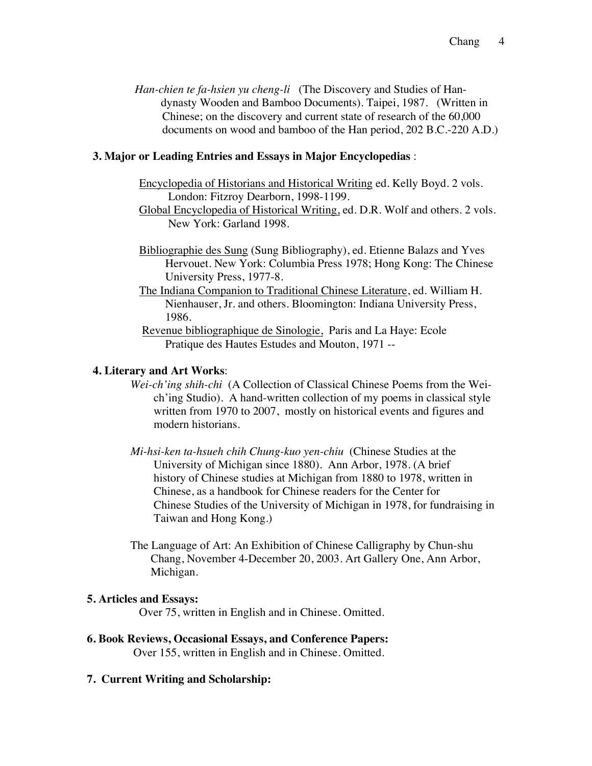*Han-chien te fa-hsien yu cheng-li* (The Discovery and Studies of Han-dynasty Wooden and Bamboo Documents). Taipei, 1987. (Written in Chinese; on the discovery and current state of research of the 60,000 documents on wood and bamboo of the Han period, 202 B.C.-220 A.D.)

**3. Major or Leading Entries and Essays in Major Encyclopedias** :

Encyclopedia of Historians and Historical Writing ed. Kelly Boyd. 2 vols. London: Fitzroy Dearborn, 1998-1199.

Global Encyclopedia of Historical Writing, ed. D.R. Wolf and others. 2 vols. New York: Garland 1998.

Bibliographie des Sung (Sung Bibliography), ed. Etienne Balazs and Yves Hervouet. New York: Columbia Press 1978; Hong Kong: The Chinese University Press, 1977-8.

The Indiana Companion to Traditional Chinese Literature, ed. William H. Nienhauser, Jr. and others. Bloomington: Indiana University Press, 1986.

Revenue bibliographique de Sinologie, Paris and La Haye: Ecole Pratique des Hautes Estudes and Mouton, 1971 --

**4. Literary and Art Works**:

*Wei-ch'ing shih-chi* (A Collection of Classical Chinese Poems from the Wei-ch'ing Studio). A hand-written collection of my poems in classical style written from 1970 to 2007, mostly on historical events and figures and modern historians.

*Mi-hsi-ken ta-hsueh chih Chung-kuo yen-chiu* (Chinese Studies at the University of Michigan since 1880). Ann Arbor, 1978. (A brief history of Chinese studies at Michigan from 1880 to 1978, written in Chinese, as a handbook for Chinese readers for the Center for Chinese Studies of the University of Michigan in 1978, for fundraising in Taiwan and Hong Kong.)

The Language of Art: An Exhibition of Chinese Calligraphy by Chun-shu Chang, November 4-December 20, 2003. Art Gallery One, Ann Arbor, Michigan.

**5. Articles and Essays:**

Over 75, written in English and in Chinese. Omitted.

**6. Book Reviews, Occasional Essays, and Conference Papers:**

Over 155, written in English and in Chinese. Omitted.

**7. Current Writing and Scholarship:**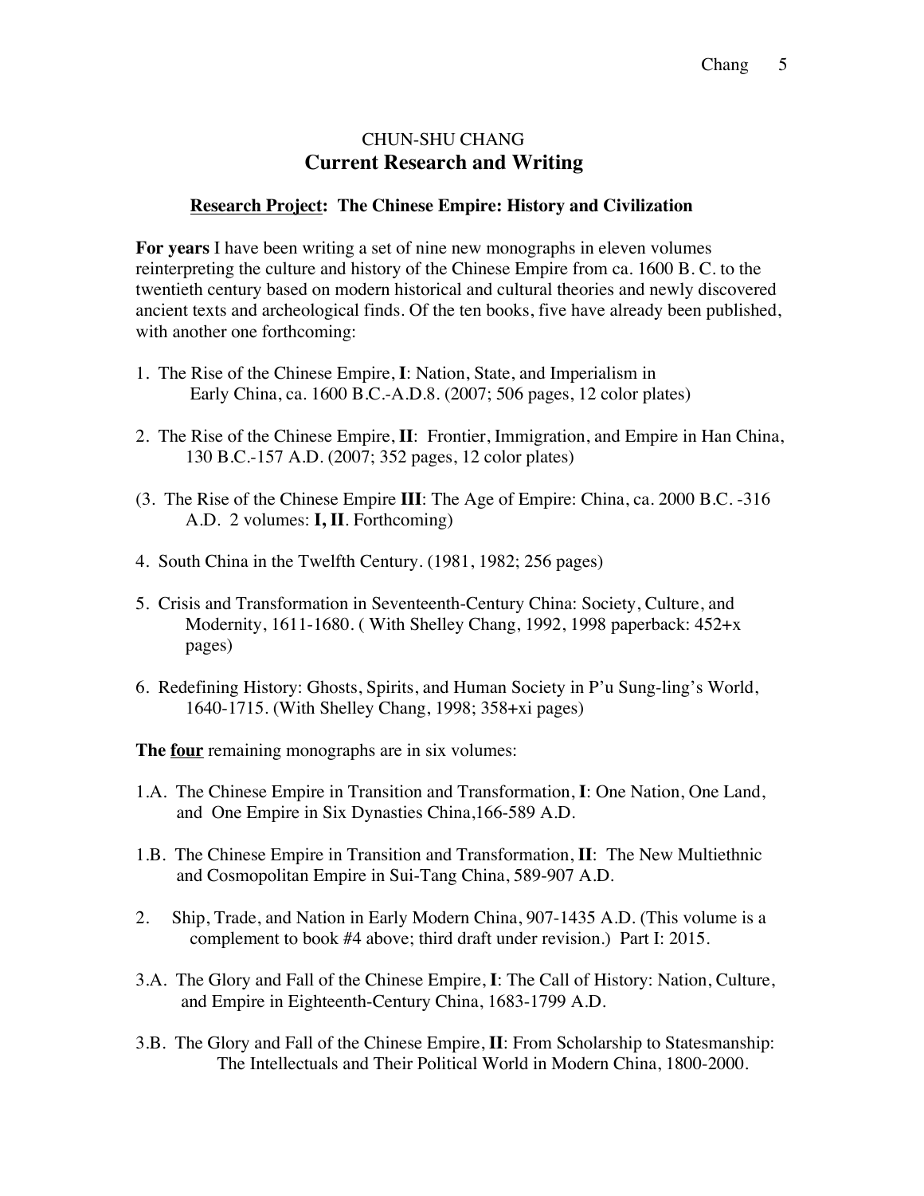# CHUN-SHU CHANG
## Current Research and Writing

### <u>Research Project</u>: The Chinese Empire: History and Civilization

**For years** I have been writing a set of nine new monographs in eleven volumes reinterpreting the culture and history of the Chinese Empire from ca. 1600 B. C. to the twentieth century based on modern historical and cultural theories and newly discovered ancient texts and archeological finds. Of the ten books, five have already been published, with another one forthcoming:

1. The Rise of the Chinese Empire, **I**: Nation, State, and Imperialism in Early China, ca. 1600 B.C.-A.D.8. (2007; 506 pages, 12 color plates)

2. The Rise of the Chinese Empire, **II**: Frontier, Immigration, and Empire in Han China, 130 B.C.-157 A.D. (2007; 352 pages, 12 color plates)

(3. The Rise of the Chinese Empire **III**: The Age of Empire: China, ca. 2000 B.C. -316 A.D. 2 volumes: **I, II**. Forthcoming)

4. South China in the Twelfth Century. (1981, 1982; 256 pages)

5. Crisis and Transformation in Seventeenth-Century China: Society, Culture, and Modernity, 1611-1680. ( With Shelley Chang, 1992, 1998 paperback: 452+x pages)

6. Redefining History: Ghosts, Spirits, and Human Society in P'u Sung-ling's World, 1640-1715. (With Shelley Chang, 1998; 358+xi pages)

**The <u>four</u>** remaining monographs are in six volumes:

1.A. The Chinese Empire in Transition and Transformation, **I**: One Nation, One Land, and One Empire in Six Dynasties China,166-589 A.D.

1.B. The Chinese Empire in Transition and Transformation, **II**: The New Multiethnic and Cosmopolitan Empire in Sui-Tang China, 589-907 A.D.

2. Ship, Trade, and Nation in Early Modern China, 907-1435 A.D. (This volume is a complement to book #4 above; third draft under revision.) Part I: 2015.

3.A. The Glory and Fall of the Chinese Empire, **I**: The Call of History: Nation, Culture, and Empire in Eighteenth-Century China, 1683-1799 A.D.

3.B. The Glory and Fall of the Chinese Empire, **II**: From Scholarship to Statesmanship: The Intellectuals and Their Political World in Modern China, 1800-2000.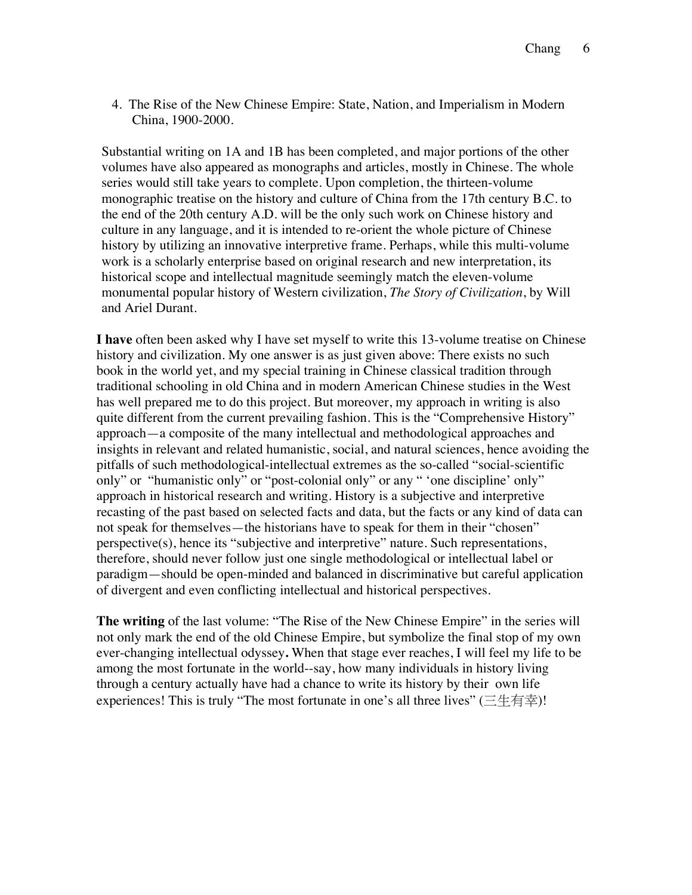4. The Rise of the New Chinese Empire: State, Nation, and Imperialism in Modern China, 1900-2000.

Substantial writing on 1A and 1B has been completed, and major portions of the other volumes have also appeared as monographs and articles, mostly in Chinese. The whole series would still take years to complete. Upon completion, the thirteen-volume monographic treatise on the history and culture of China from the 17th century B.C. to the end of the 20th century A.D. will be the only such work on Chinese history and culture in any language, and it is intended to re-orient the whole picture of Chinese history by utilizing an innovative interpretive frame. Perhaps, while this multi-volume work is a scholarly enterprise based on original research and new interpretation, its historical scope and intellectual magnitude seemingly match the eleven-volume monumental popular history of Western civilization, *The Story of Civilization*, by Will and Ariel Durant.

**I have** often been asked why I have set myself to write this 13-volume treatise on Chinese history and civilization. My one answer is as just given above: There exists no such book in the world yet, and my special training in Chinese classical tradition through traditional schooling in old China and in modern American Chinese studies in the West has well prepared me to do this project. But moreover, my approach in writing is also quite different from the current prevailing fashion. This is the "Comprehensive History" approach—a composite of the many intellectual and methodological approaches and insights in relevant and related humanistic, social, and natural sciences, hence avoiding the pitfalls of such methodological-intellectual extremes as the so-called "social-scientific only" or "humanistic only" or "post-colonial only" or any " 'one discipline' only" approach in historical research and writing. History is a subjective and interpretive recasting of the past based on selected facts and data, but the facts or any kind of data can not speak for themselves—the historians have to speak for them in their "chosen" perspective(s), hence its "subjective and interpretive" nature. Such representations, therefore, should never follow just one single methodological or intellectual label or paradigm—should be open-minded and balanced in discriminative but careful application of divergent and even conflicting intellectual and historical perspectives.

**The writing** of the last volume: "The Rise of the New Chinese Empire" in the series will not only mark the end of the old Chinese Empire, but symbolize the final stop of my own ever-changing intellectual odyssey**.** When that stage ever reaches, I will feel my life to be among the most fortunate in the world--say, how many individuals in history living through a century actually have had a chance to write its history by their own life experiences! This is truly "The most fortunate in one's all three lives" (三生有幸)!